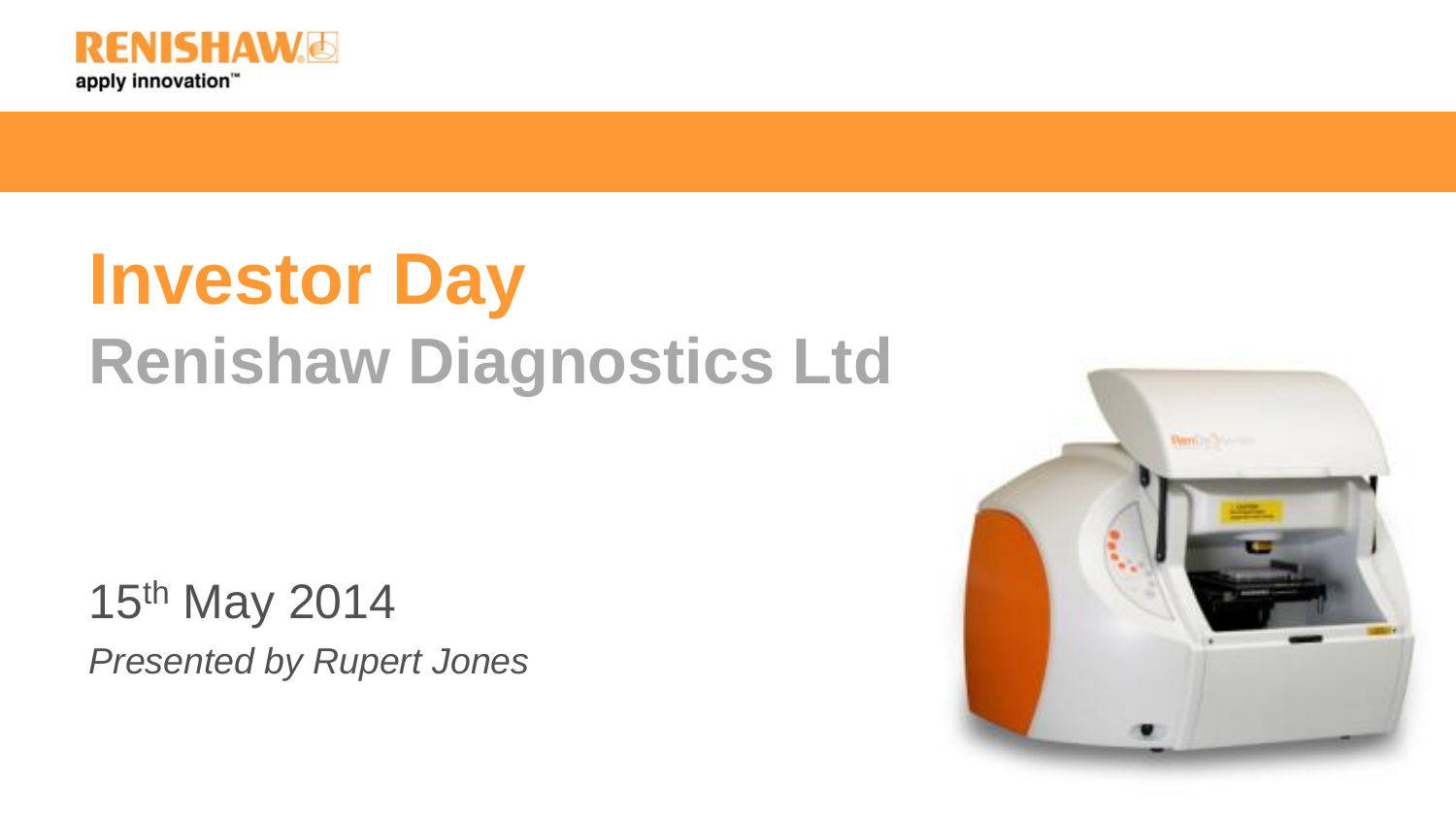RENISHAW

apply innovation™

# Investor Day

## Renishaw Diagnostics Ltd

15th May 2014

*Presented by Rupert Jones*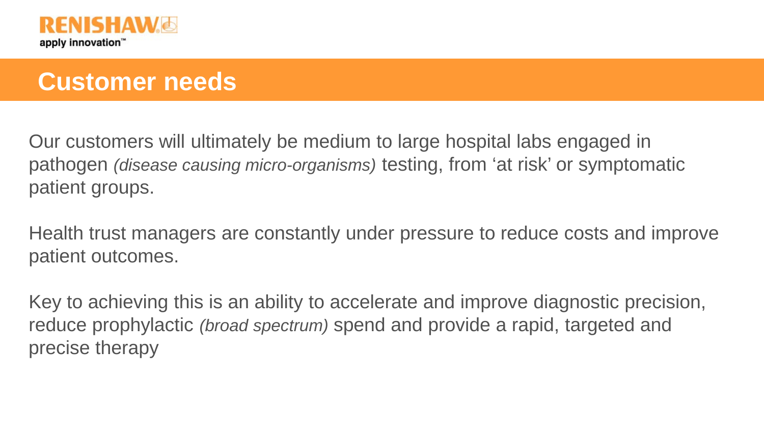# Customer needs

Our customers will ultimately be medium to large hospital labs engaged in pathogen *(disease causing micro-organisms)* testing, from 'at risk' or symptomatic patient groups.

Health trust managers are constantly under pressure to reduce costs and improve patient outcomes.

Key to achieving this is an ability to accelerate and improve diagnostic precision, reduce prophylactic *(broad spectrum)* spend and provide a rapid, targeted and precise therapy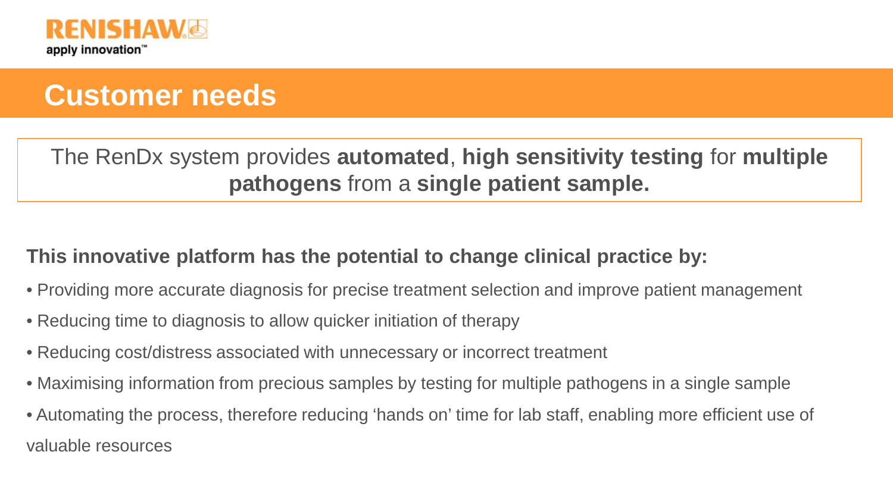# Customer needs

The RenDx system provides **automated**, **high sensitivity testing** for **multiple pathogens** from a **single patient sample.**

**This innovative platform has the potential to change clinical practice by:**

- Providing more accurate diagnosis for precise treatment selection and improve patient management
- Reducing time to diagnosis to allow quicker initiation of therapy
- Reducing cost/distress associated with unnecessary or incorrect treatment
- Maximising information from precious samples by testing for multiple pathogens in a single sample
- Automating the process, therefore reducing 'hands on' time for lab staff, enabling more efficient use of valuable resources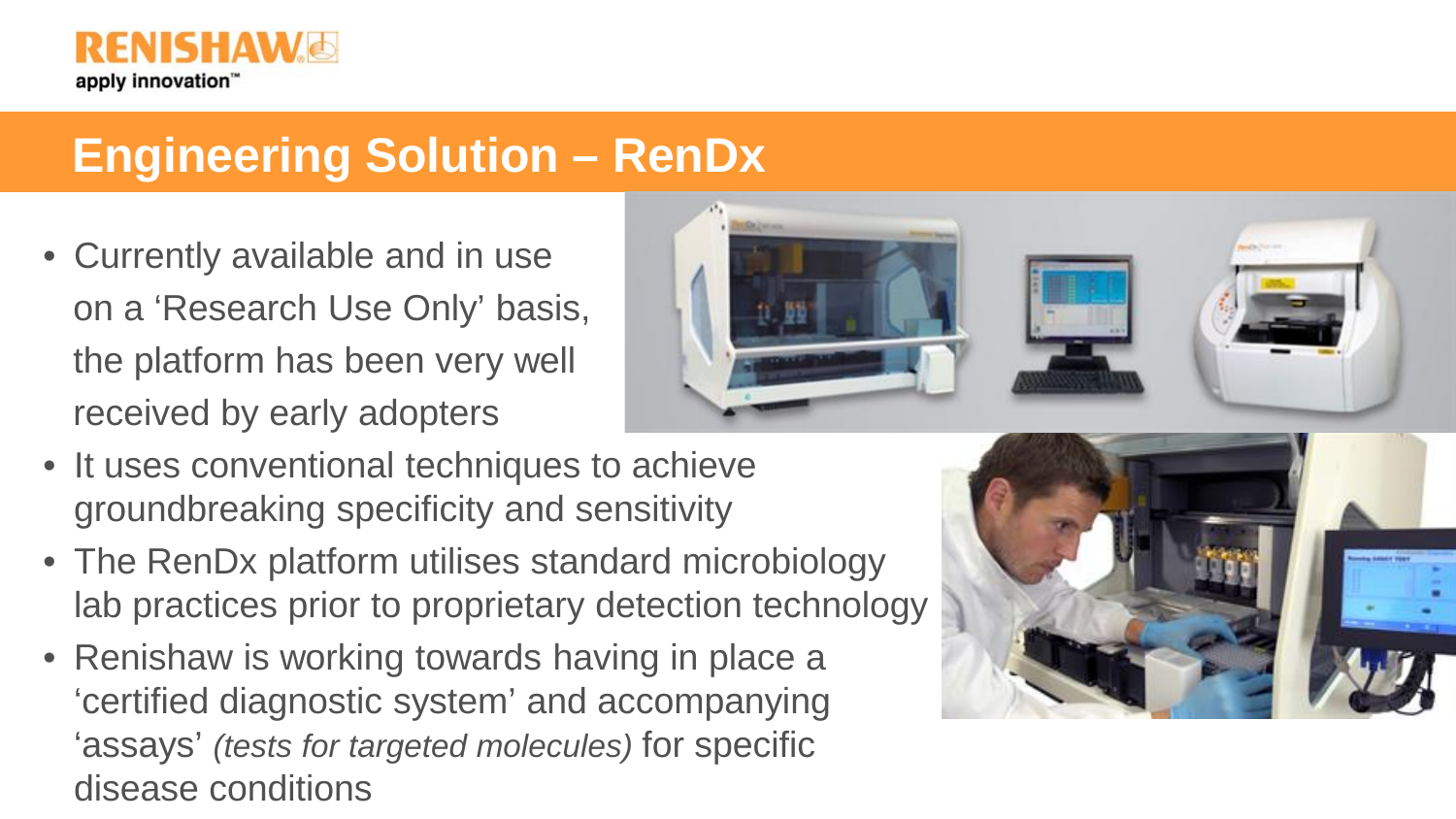# Engineering Solution – RenDx

- Currently available and in use on a 'Research Use Only' basis, the platform has been very well received by early adopters
- It uses conventional techniques to achieve groundbreaking specificity and sensitivity
- The RenDx platform utilises standard microbiology lab practices prior to proprietary detection technology
- Renishaw is working towards having in place a 'certified diagnostic system' and accompanying 'assays' *(tests for targeted molecules)* for specific disease conditions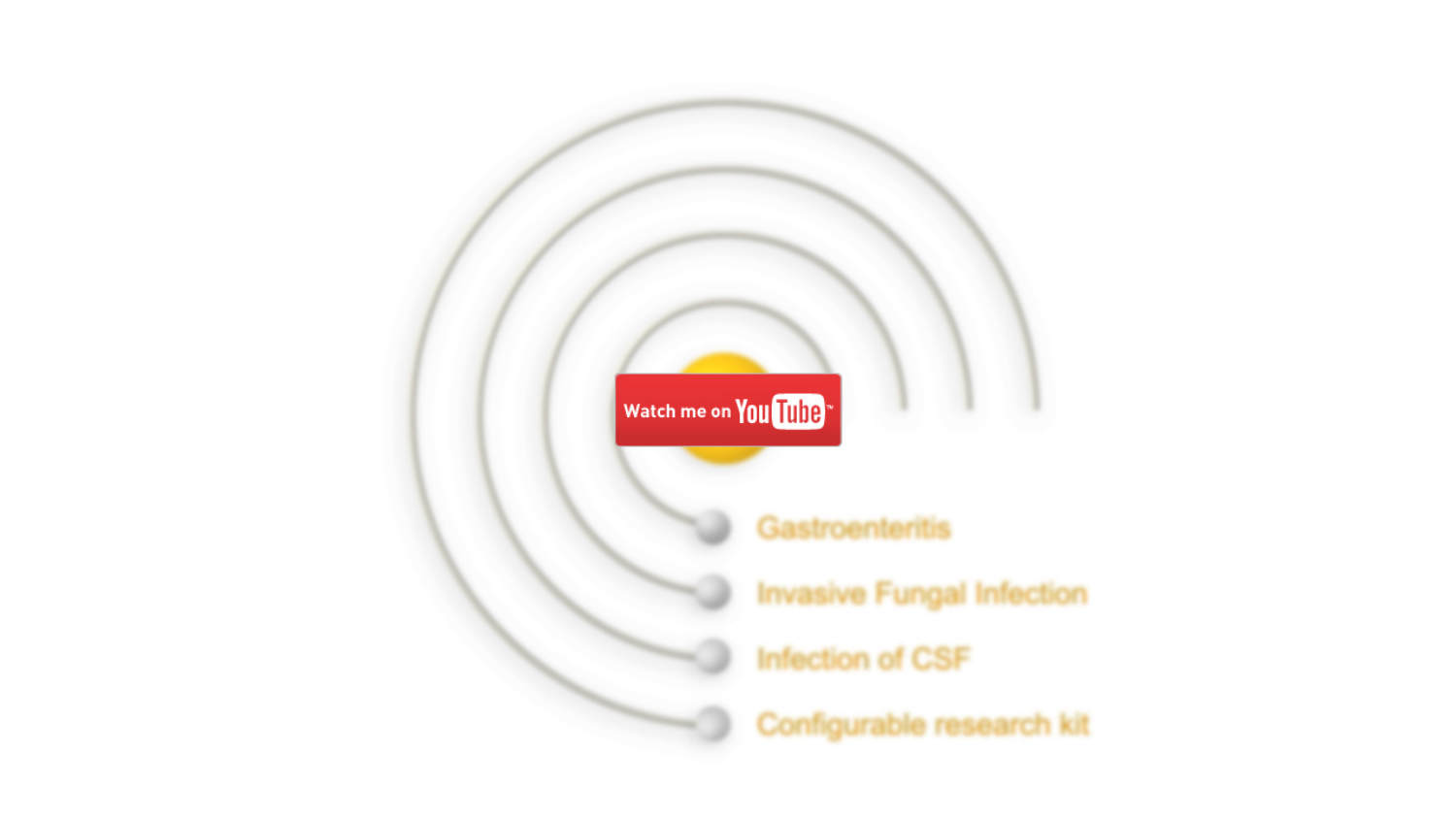Watch me on YouTube

- Gastroenteritis
- Invasive Fungal Infection
- Infection of CSF
- Configurable research kit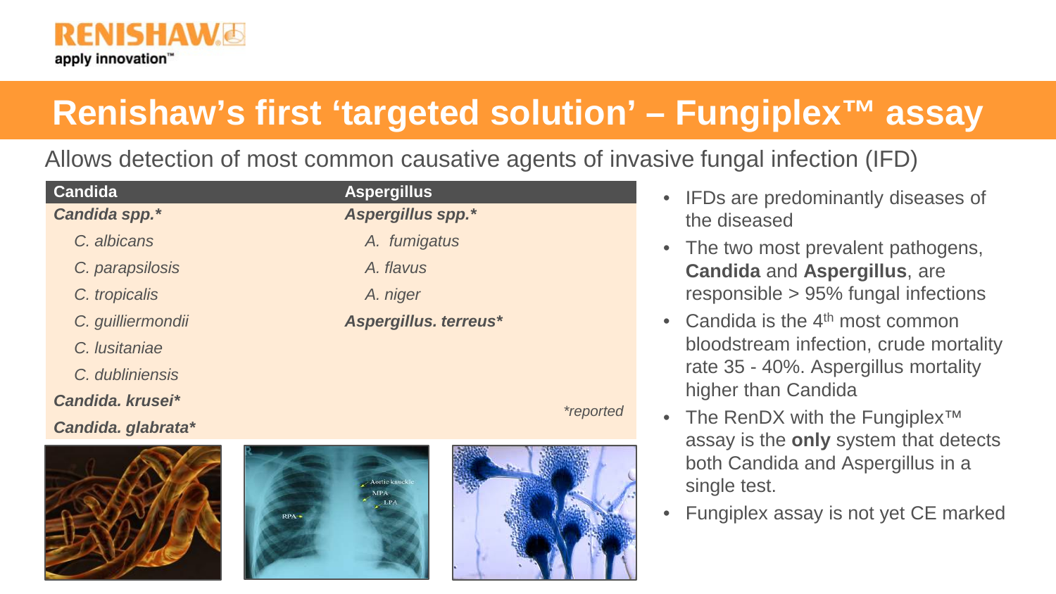# Renishaw's first 'targeted solution' – Fungiplex™ assay

Allows detection of most common causative agents of invasive fungal infection (IFD)

| Candida | Aspergillus |
| --- | --- |
| ***Candida spp.**** | ***Aspergillus spp.**** |
| *C. albicans* | *A. fumigatus* |
| *C. parapsilosis* | *A. flavus* |
| *C. tropicalis* | *A. niger* |
| *C. guilliermondii* | ***Aspergillus. terreus**** |
| *C. lusitaniae* | |
| *C. dubliniensis* | |
| ***Candida. krusei**** | |
| ***Candida. glabrata**** | |

*\*reported*

- IFDs are predominantly diseases of the diseased
- The two most prevalent pathogens, **Candida** and **Aspergillus**, are responsible > 95% fungal infections
- Candida is the 4th most common bloodstream infection, crude mortality rate 35 - 40%. Aspergillus mortality higher than Candida
- The RenDX with the Fungiplex™ assay is the **only** system that detects both Candida and Aspergillus in a single test.
- Fungiplex assay is not yet CE marked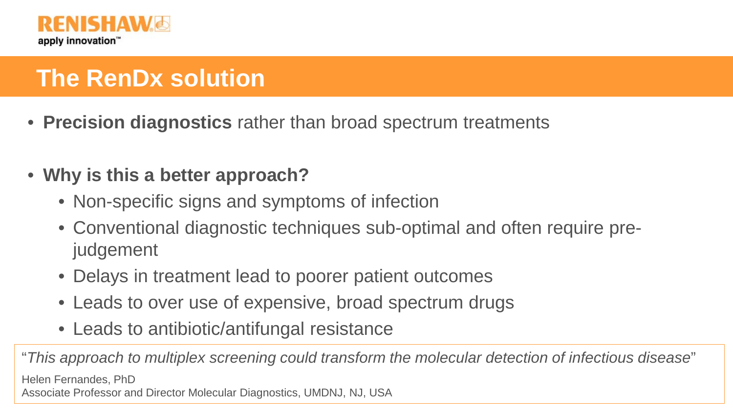# The RenDx solution

- **Precision diagnostics** rather than broad spectrum treatments
- **Why is this a better approach?**
  - Non-specific signs and symptoms of infection
  - Conventional diagnostic techniques sub-optimal and often require pre-judgement
  - Delays in treatment lead to poorer patient outcomes
  - Leads to over use of expensive, broad spectrum drugs
  - Leads to antibiotic/antifungal resistance

"*This approach to multiplex screening could transform the molecular detection of infectious disease*"

Helen Fernandes, PhD
Associate Professor and Director Molecular Diagnostics, UMDNJ, NJ, USA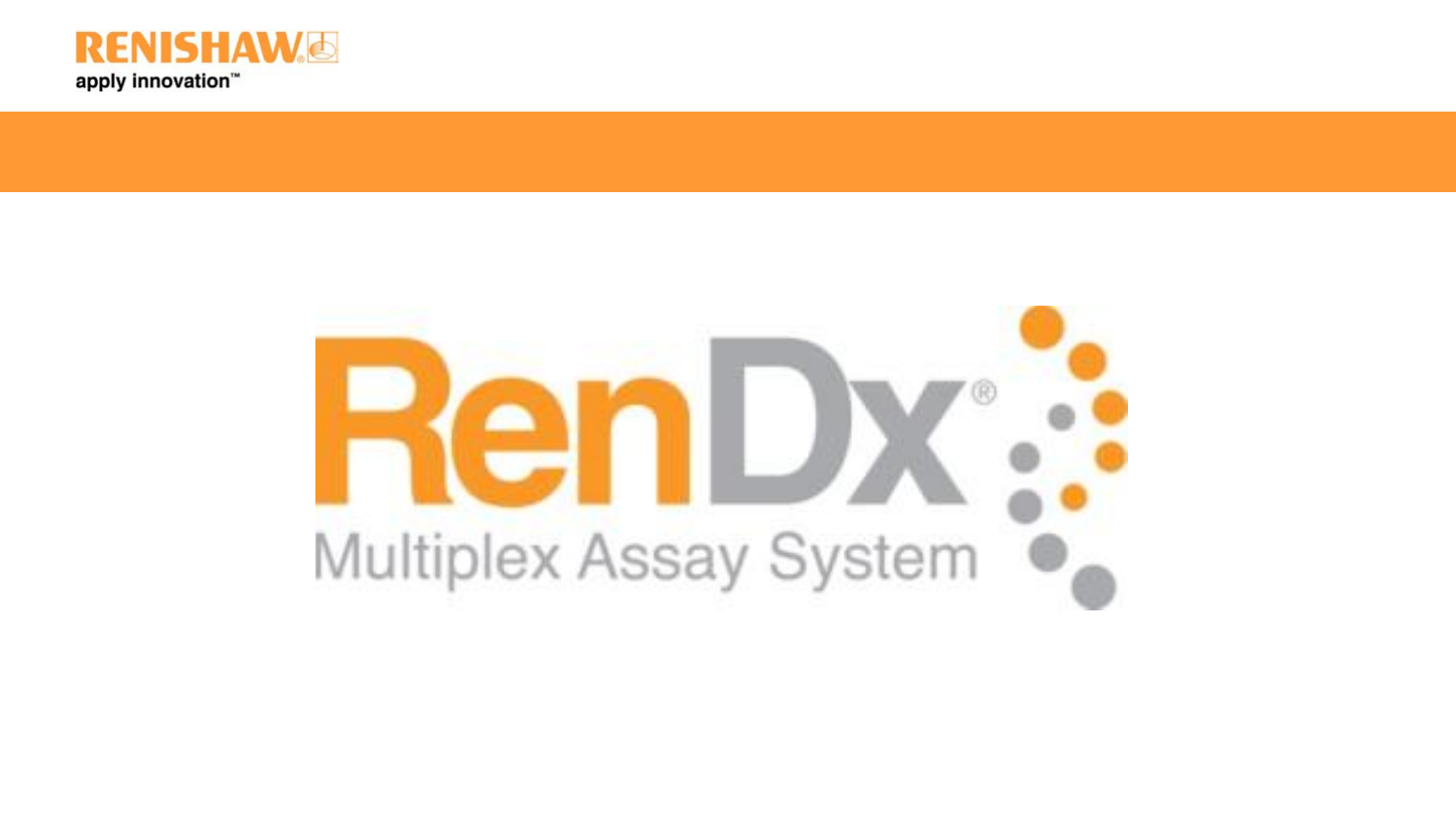RENISHAW

apply innovation™

RenDx®

Multiplex Assay System